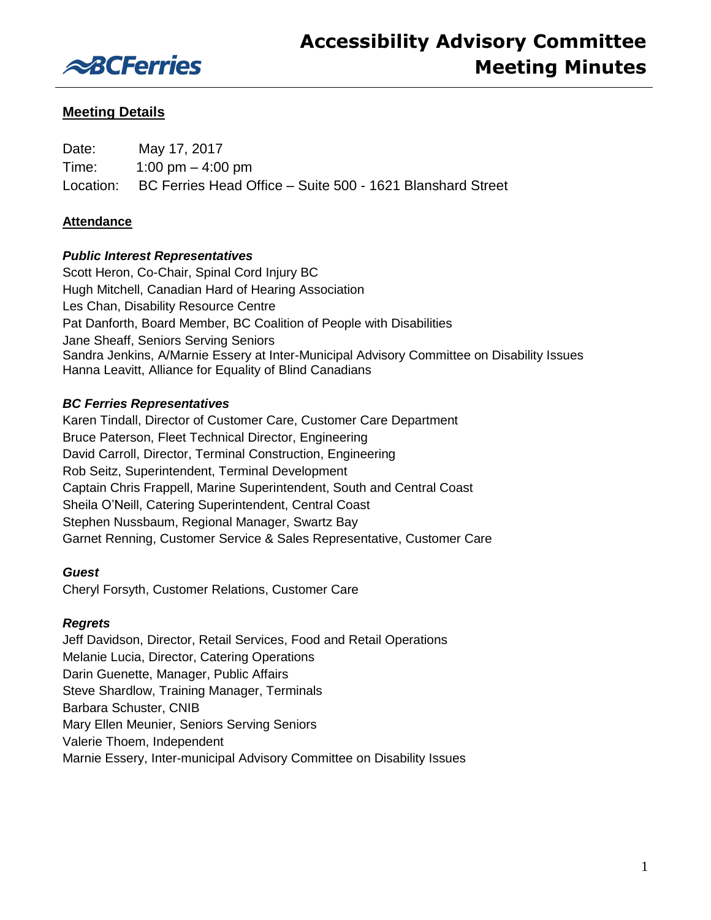# Accessibility Advisory Committee Meeting Minutes

## Meeting Details

Date: May 17, 2017
Time: 1:00 pm – 4:00 pm
Location: BC Ferries Head Office – Suite 500 - 1621 Blanshard Street

## Attendance

### *Public Interest Representatives*

Scott Heron, Co-Chair, Spinal Cord Injury BC
Hugh Mitchell, Canadian Hard of Hearing Association
Les Chan, Disability Resource Centre
Pat Danforth, Board Member, BC Coalition of People with Disabilities
Jane Sheaff, Seniors Serving Seniors
Sandra Jenkins, A/Marnie Essery at Inter-Municipal Advisory Committee on Disability Issues
Hanna Leavitt, Alliance for Equality of Blind Canadians

### *BC Ferries Representatives*

Karen Tindall, Director of Customer Care, Customer Care Department
Bruce Paterson, Fleet Technical Director, Engineering
David Carroll, Director, Terminal Construction, Engineering
Rob Seitz, Superintendent, Terminal Development
Captain Chris Frappell, Marine Superintendent, South and Central Coast
Sheila O'Neill, Catering Superintendent, Central Coast
Stephen Nussbaum, Regional Manager, Swartz Bay
Garnet Renning, Customer Service & Sales Representative, Customer Care

### *Guest*

Cheryl Forsyth, Customer Relations, Customer Care

### *Regrets*

Jeff Davidson, Director, Retail Services, Food and Retail Operations
Melanie Lucia, Director, Catering Operations
Darin Guenette, Manager, Public Affairs
Steve Shardlow, Training Manager, Terminals
Barbara Schuster, CNIB
Mary Ellen Meunier, Seniors Serving Seniors
Valerie Thoem, Independent
Marnie Essery, Inter-municipal Advisory Committee on Disability Issues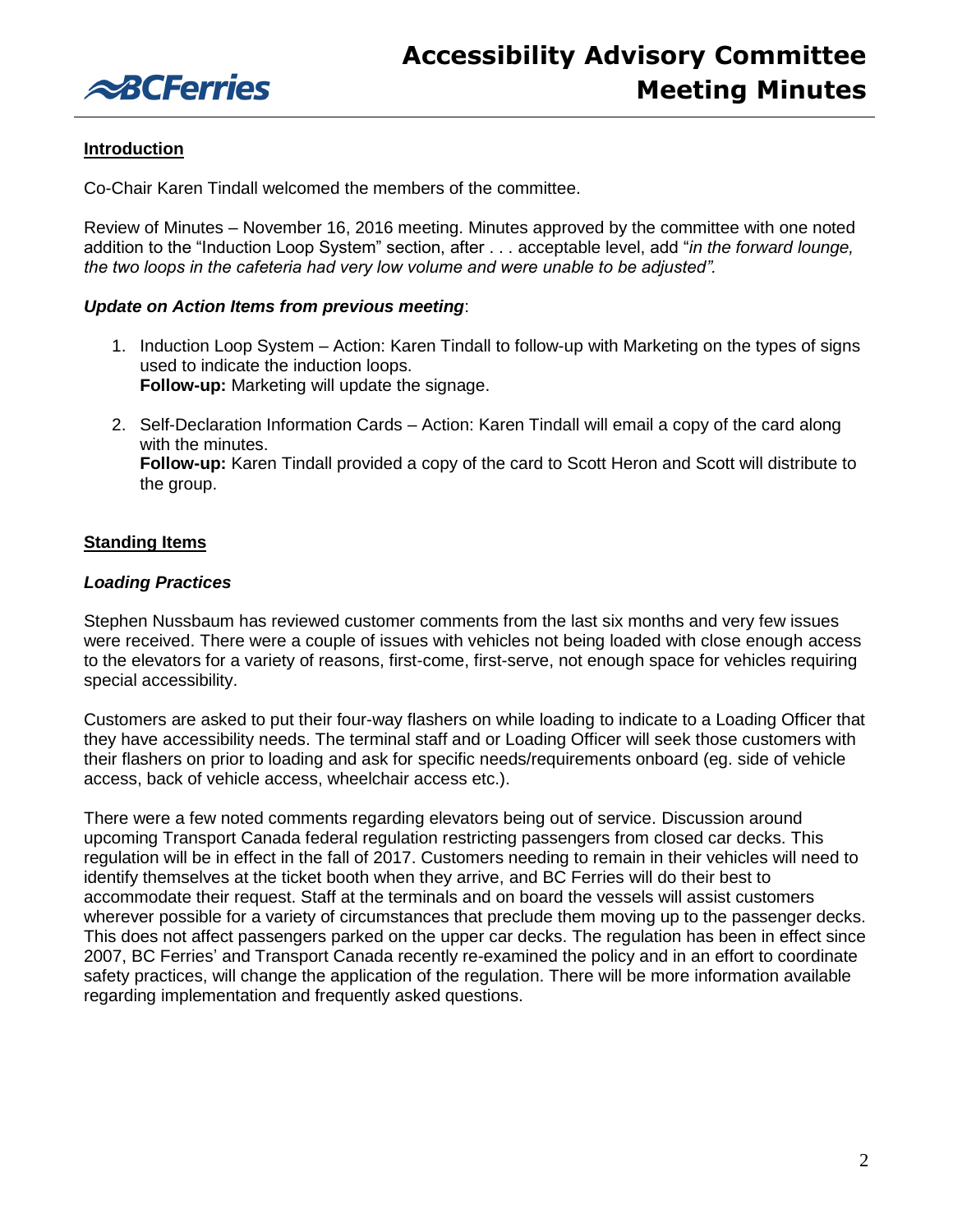## Introduction

Co-Chair Karen Tindall welcomed the members of the committee.

Review of Minutes – November 16, 2016 meeting. Minutes approved by the committee with one noted addition to the "Induction Loop System" section, after . . . acceptable level, add "*in the forward lounge, the two loops in the cafeteria had very low volume and were unable to be adjusted".*

***Update on Action Items from previous meeting***:

1. Induction Loop System – Action: Karen Tindall to follow-up with Marketing on the types of signs used to indicate the induction loops.
   **Follow-up:** Marketing will update the signage.

2. Self-Declaration Information Cards – Action: Karen Tindall will email a copy of the card along with the minutes.
   **Follow-up:** Karen Tindall provided a copy of the card to Scott Heron and Scott will distribute to the group.

## Standing Items

### *Loading Practices*

Stephen Nussbaum has reviewed customer comments from the last six months and very few issues were received. There were a couple of issues with vehicles not being loaded with close enough access to the elevators for a variety of reasons, first-come, first-serve, not enough space for vehicles requiring special accessibility.

Customers are asked to put their four-way flashers on while loading to indicate to a Loading Officer that they have accessibility needs. The terminal staff and or Loading Officer will seek those customers with their flashers on prior to loading and ask for specific needs/requirements onboard (eg. side of vehicle access, back of vehicle access, wheelchair access etc.).

There were a few noted comments regarding elevators being out of service. Discussion around upcoming Transport Canada federal regulation restricting passengers from closed car decks. This regulation will be in effect in the fall of 2017. Customers needing to remain in their vehicles will need to identify themselves at the ticket booth when they arrive, and BC Ferries will do their best to accommodate their request. Staff at the terminals and on board the vessels will assist customers wherever possible for a variety of circumstances that preclude them moving up to the passenger decks. This does not affect passengers parked on the upper car decks. The regulation has been in effect since 2007, BC Ferries' and Transport Canada recently re-examined the policy and in an effort to coordinate safety practices, will change the application of the regulation. There will be more information available regarding implementation and frequently asked questions.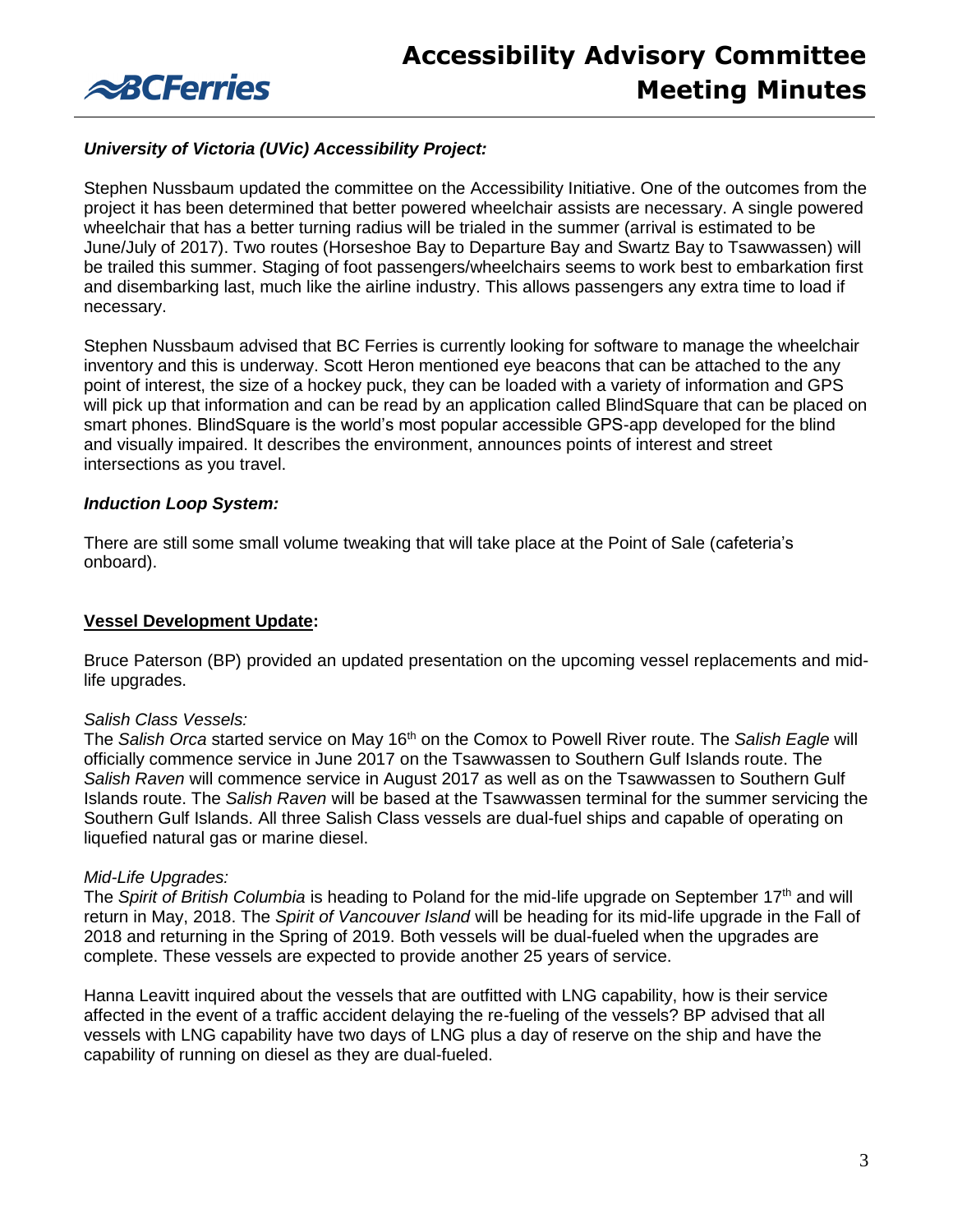***University of Victoria (UVic) Accessibility Project:***

Stephen Nussbaum updated the committee on the Accessibility Initiative. One of the outcomes from the project it has been determined that better powered wheelchair assists are necessary. A single powered wheelchair that has a better turning radius will be trialed in the summer (arrival is estimated to be June/July of 2017). Two routes (Horseshoe Bay to Departure Bay and Swartz Bay to Tsawwassen) will be trailed this summer. Staging of foot passengers/wheelchairs seems to work best to embarkation first and disembarking last, much like the airline industry. This allows passengers any extra time to load if necessary.

Stephen Nussbaum advised that BC Ferries is currently looking for software to manage the wheelchair inventory and this is underway. Scott Heron mentioned eye beacons that can be attached to the any point of interest, the size of a hockey puck, they can be loaded with a variety of information and GPS will pick up that information and can be read by an application called BlindSquare that can be placed on smart phones. BlindSquare is the world's most popular accessible GPS-app developed for the blind and visually impaired. It describes the environment, announces points of interest and street intersections as you travel.

***Induction Loop System:***

There are still some small volume tweaking that will take place at the Point of Sale (cafeteria's onboard).

**<u>Vessel Development Update</u>:**

Bruce Paterson (BP) provided an updated presentation on the upcoming vessel replacements and mid-life upgrades.

*Salish Class Vessels:*
The *Salish Orca* started service on May 16th on the Comox to Powell River route. The *Salish Eagle* will officially commence service in June 2017 on the Tsawwassen to Southern Gulf Islands route. The *Salish Raven* will commence service in August 2017 as well as on the Tsawwassen to Southern Gulf Islands route. The *Salish Raven* will be based at the Tsawwassen terminal for the summer servicing the Southern Gulf Islands. All three Salish Class vessels are dual-fuel ships and capable of operating on liquefied natural gas or marine diesel.

*Mid-Life Upgrades:*
The *Spirit of British Columbia* is heading to Poland for the mid-life upgrade on September 17th and will return in May, 2018. The *Spirit of Vancouver Island* will be heading for its mid-life upgrade in the Fall of 2018 and returning in the Spring of 2019. Both vessels will be dual-fueled when the upgrades are complete. These vessels are expected to provide another 25 years of service.

Hanna Leavitt inquired about the vessels that are outfitted with LNG capability, how is their service affected in the event of a traffic accident delaying the re-fueling of the vessels? BP advised that all vessels with LNG capability have two days of LNG plus a day of reserve on the ship and have the capability of running on diesel as they are dual-fueled.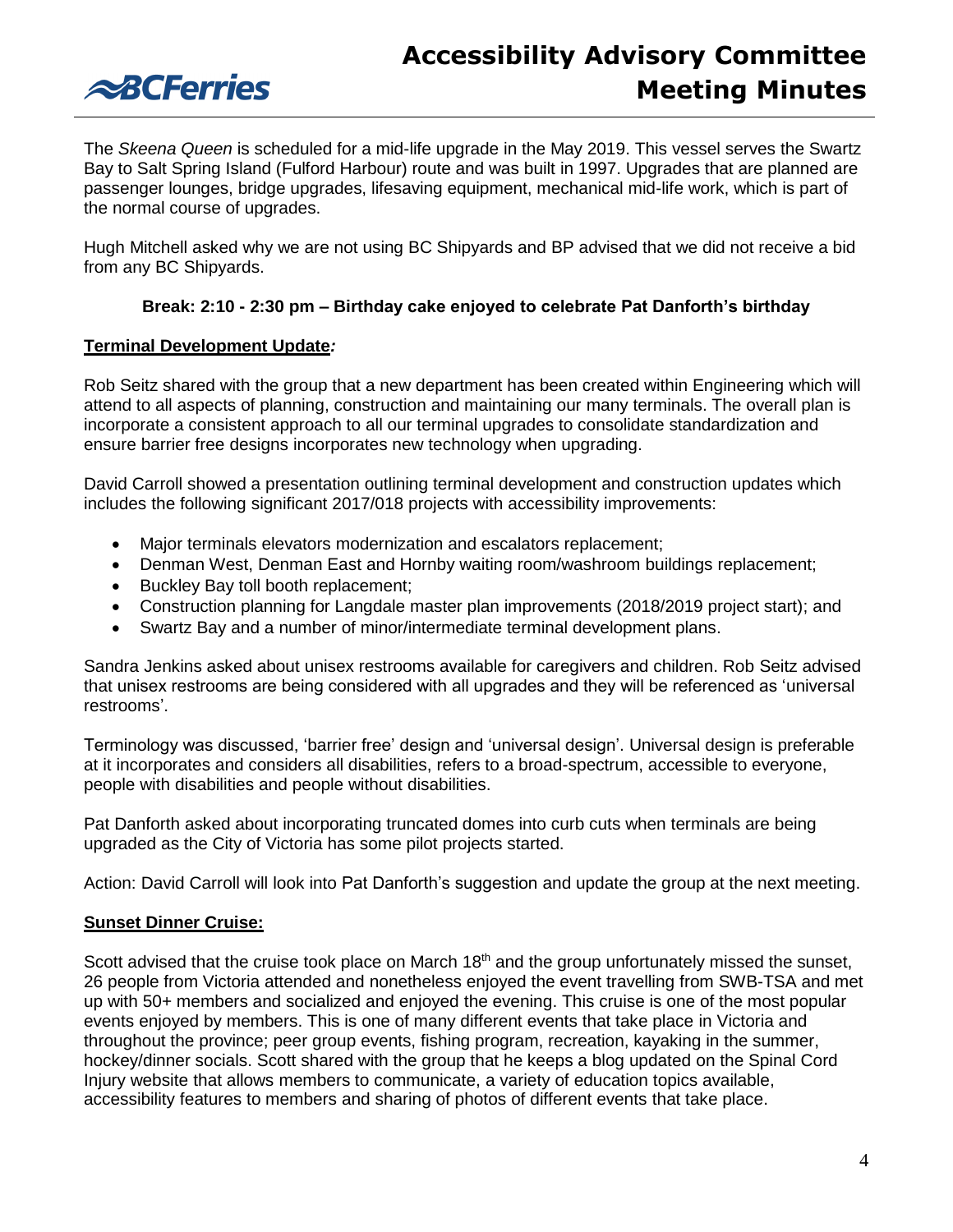The *Skeena Queen* is scheduled for a mid-life upgrade in the May 2019. This vessel serves the Swartz Bay to Salt Spring Island (Fulford Harbour) route and was built in 1997. Upgrades that are planned are passenger lounges, bridge upgrades, lifesaving equipment, mechanical mid-life work, which is part of the normal course of upgrades.

Hugh Mitchell asked why we are not using BC Shipyards and BP advised that we did not receive a bid from any BC Shipyards.

**Break: 2:10 - 2:30 pm – Birthday cake enjoyed to celebrate Pat Danforth's birthday**

**Terminal Development Update*:***

Rob Seitz shared with the group that a new department has been created within Engineering which will attend to all aspects of planning, construction and maintaining our many terminals. The overall plan is incorporate a consistent approach to all our terminal upgrades to consolidate standardization and ensure barrier free designs incorporates new technology when upgrading.

David Carroll showed a presentation outlining terminal development and construction updates which includes the following significant 2017/018 projects with accessibility improvements:

- Major terminals elevators modernization and escalators replacement;
- Denman West, Denman East and Hornby waiting room/washroom buildings replacement;
- Buckley Bay toll booth replacement;
- Construction planning for Langdale master plan improvements (2018/2019 project start); and
- Swartz Bay and a number of minor/intermediate terminal development plans.

Sandra Jenkins asked about unisex restrooms available for caregivers and children. Rob Seitz advised that unisex restrooms are being considered with all upgrades and they will be referenced as 'universal restrooms'.

Terminology was discussed, 'barrier free' design and 'universal design'. Universal design is preferable at it incorporates and considers all disabilities, refers to a broad-spectrum, accessible to everyone, people with disabilities and people without disabilities.

Pat Danforth asked about incorporating truncated domes into curb cuts when terminals are being upgraded as the City of Victoria has some pilot projects started.

Action: David Carroll will look into Pat Danforth's suggestion and update the group at the next meeting.

**Sunset Dinner Cruise:**

Scott advised that the cruise took place on March 18th and the group unfortunately missed the sunset, 26 people from Victoria attended and nonetheless enjoyed the event travelling from SWB-TSA and met up with 50+ members and socialized and enjoyed the evening. This cruise is one of the most popular events enjoyed by members. This is one of many different events that take place in Victoria and throughout the province; peer group events, fishing program, recreation, kayaking in the summer, hockey/dinner socials. Scott shared with the group that he keeps a blog updated on the Spinal Cord Injury website that allows members to communicate, a variety of education topics available, accessibility features to members and sharing of photos of different events that take place.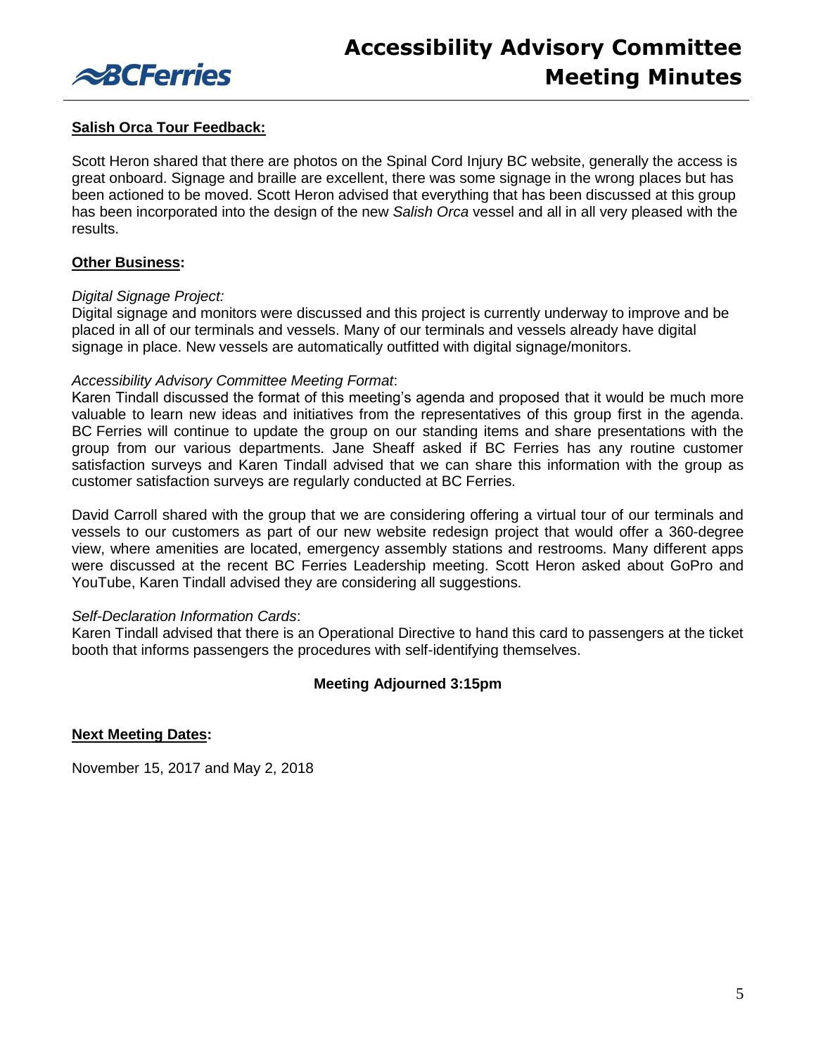**Salish Orca Tour Feedback:**

Scott Heron shared that there are photos on the Spinal Cord Injury BC website, generally the access is great onboard. Signage and braille are excellent, there was some signage in the wrong places but has been actioned to be moved. Scott Heron advised that everything that has been discussed at this group has been incorporated into the design of the new *Salish Orca* vessel and all in all very pleased with the results.

**Other Business:**

*Digital Signage Project:*
Digital signage and monitors were discussed and this project is currently underway to improve and be placed in all of our terminals and vessels. Many of our terminals and vessels already have digital signage in place. New vessels are automatically outfitted with digital signage/monitors.

*Accessibility Advisory Committee Meeting Format*:
Karen Tindall discussed the format of this meeting's agenda and proposed that it would be much more valuable to learn new ideas and initiatives from the representatives of this group first in the agenda. BC Ferries will continue to update the group on our standing items and share presentations with the group from our various departments. Jane Sheaff asked if BC Ferries has any routine customer satisfaction surveys and Karen Tindall advised that we can share this information with the group as customer satisfaction surveys are regularly conducted at BC Ferries.

David Carroll shared with the group that we are considering offering a virtual tour of our terminals and vessels to our customers as part of our new website redesign project that would offer a 360-degree view, where amenities are located, emergency assembly stations and restrooms. Many different apps were discussed at the recent BC Ferries Leadership meeting. Scott Heron asked about GoPro and YouTube, Karen Tindall advised they are considering all suggestions.

*Self-Declaration Information Cards*:
Karen Tindall advised that there is an Operational Directive to hand this card to passengers at the ticket booth that informs passengers the procedures with self-identifying themselves.

**Meeting Adjourned 3:15pm**

**Next Meeting Dates:**

November 15, 2017 and May 2, 2018